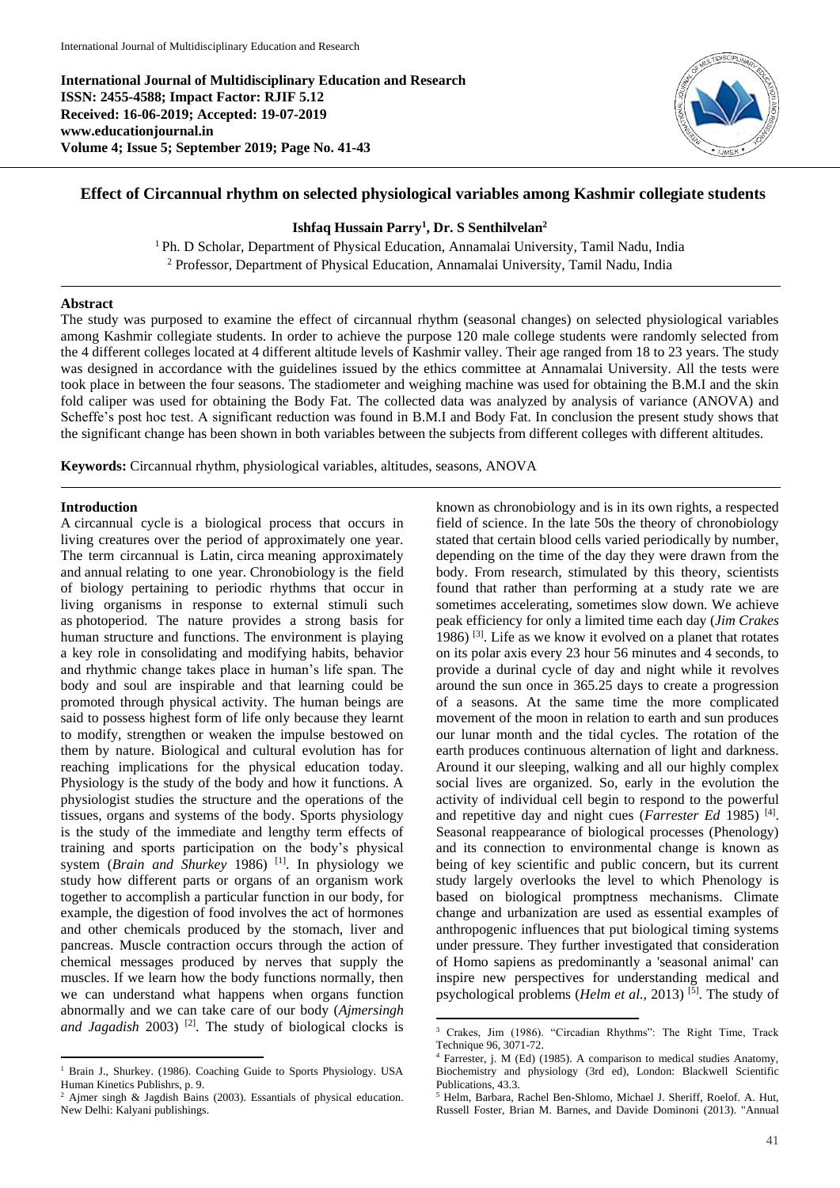**International Journal of Multidisciplinary Education and Research**
**ISSN: 2455-4588; Impact Factor: RJIF 5.12**
**Received: 16-06-2019; Accepted: 19-07-2019**
**www.educationjournal.in**
**Volume 4; Issue 5; September 2019; Page No. 41-43**

# Effect of Circannual rhythm on selected physiological variables among Kashmir collegiate students

**Ishfaq Hussain Parry[1], Dr. S Senthilvelan[2]**

[1] Ph. D Scholar, Department of Physical Education, Annamalai University, Tamil Nadu, India
[2] Professor, Department of Physical Education, Annamalai University, Tamil Nadu, India

## Abstract

The study was purposed to examine the effect of circannual rhythm (seasonal changes) on selected physiological variables among Kashmir collegiate students. In order to achieve the purpose 120 male college students were randomly selected from the 4 different colleges located at 4 different altitude levels of Kashmir valley. Their age ranged from 18 to 23 years. The study was designed in accordance with the guidelines issued by the ethics committee at Annamalai University. All the tests were took place in between the four seasons. The stadiometer and weighing machine was used for obtaining the B.M.I and the skin fold caliper was used for obtaining the Body Fat. The collected data was analyzed by analysis of variance (ANOVA) and Scheffe's post hoc test. A significant reduction was found in B.M.I and Body Fat. In conclusion the present study shows that the significant change has been shown in both variables between the subjects from different colleges with different altitudes.

**Keywords:** Circannual rhythm, physiological variables, altitudes, seasons, ANOVA

## Introduction

A circannual cycle is a biological process that occurs in living creatures over the period of approximately one year. The term circannual is Latin, circa meaning approximately and annual relating to one year. Chronobiology is the field of biology pertaining to periodic rhythms that occur in living organisms in response to external stimuli such as photoperiod. The nature provides a strong basis for human structure and functions. The environment is playing a key role in consolidating and modifying habits, behavior and rhythmic change takes place in human's life span. The body and soul are inspirable and that learning could be promoted through physical activity. The human beings are said to possess highest form of life only because they learnt to modify, strengthen or weaken the impulse bestowed on them by nature. Biological and cultural evolution has for reaching implications for the physical education today. Physiology is the study of the body and how it functions. A physiologist studies the structure and the operations of the tissues, organs and systems of the body. Sports physiology is the study of the immediate and lengthy term effects of training and sports participation on the body's physical system (*Brain and Shurkey* 1986) [1]. In physiology we study how different parts or organs of an organism work together to accomplish a particular function in our body, for example, the digestion of food involves the act of hormones and other chemicals produced by the stomach, liver and pancreas. Muscle contraction occurs through the action of chemical messages produced by nerves that supply the muscles. If we learn how the body functions normally, then we can understand what happens when organs function abnormally and we can take care of our body (*Ajmersingh and Jagadish* 2003) [2]. The study of biological clocks is known as chronobiology and is in its own rights, a respected field of science. In the late 50s the theory of chronobiology stated that certain blood cells varied periodically by number, depending on the time of the day they were drawn from the body. From research, stimulated by this theory, scientists found that rather than performing at a study rate we are sometimes accelerating, sometimes slow down. We achieve peak efficiency for only a limited time each day (*Jim Crakes* 1986) [3]. Life as we know it evolved on a planet that rotates on its polar axis every 23 hour 56 minutes and 4 seconds, to provide a durinal cycle of day and night while it revolves around the sun once in 365.25 days to create a progression of a seasons. At the same time the more complicated movement of the moon in relation to earth and sun produces our lunar month and the tidal cycles. The rotation of the earth produces continuous alternation of light and darkness. Around it our sleeping, walking and all our highly complex social lives are organized. So, early in the evolution the activity of individual cell begin to respond to the powerful and repetitive day and night cues (*Farrester Ed* 1985) [4]. Seasonal reappearance of biological processes (Phenology) and its connection to environmental change is known as being of key scientific and public concern, but its current study largely overlooks the level to which Phenology is based on biological promptness mechanisms. Climate change and urbanization are used as essential examples of anthropogenic influences that put biological timing systems under pressure. They further investigated that consideration of Homo sapiens as predominantly a 'seasonal animal' can inspire new perspectives for understanding medical and psychological problems (*Helm et al.,* 2013) [5]. The study of

---

[1] Brain J., Shurkey. (1986). Coaching Guide to Sports Physiology. USA Human Kinetics Publishrs, p. 9.

[2] Ajmer singh & Jagdish Bains (2003). Essantials of physical education. New Delhi: Kalyani publishings.

[3] Crakes, Jim (1986). "Circadian Rhythms": The Right Time, Track Technique 96, 3071-72.

[4] Farrester, j. M (Ed) (1985). A comparison to medical studies Anatomy, Biochemistry and physiology (3rd ed), London: Blackwell Scientific Publications, 43.3.

[5] Helm, Barbara, Rachel Ben-Shlomo, Michael J. Sheriff, Roelof. A. Hut, Russell Foster, Brian M. Barnes, and Davide Dominoni (2013). "Annual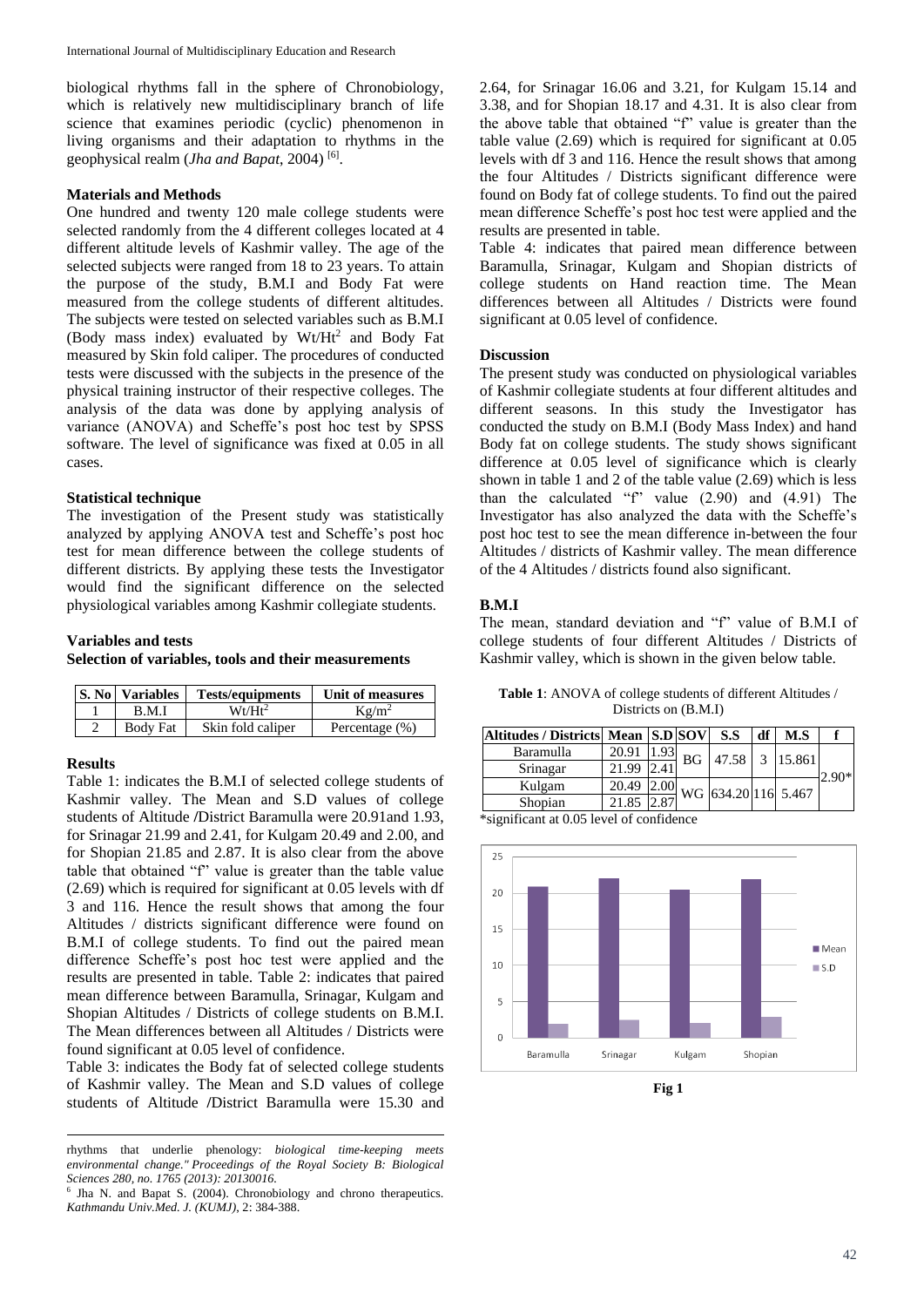biological rhythms fall in the sphere of Chronobiology, which is relatively new multidisciplinary branch of life science that examines periodic (cyclic) phenomenon in living organisms and their adaptation to rhythms in the geophysical realm (*Jha and Bapat*, 2004) [6].

## Materials and Methods

One hundred and twenty 120 male college students were selected randomly from the 4 different colleges located at 4 different altitude levels of Kashmir valley. The age of the selected subjects were ranged from 18 to 23 years. To attain the purpose of the study, B.M.I and Body Fat were measured from the college students of different altitudes. The subjects were tested on selected variables such as B.M.I (Body mass index) evaluated by $Wt/Ht^2$ and Body Fat measured by Skin fold caliper. The procedures of conducted tests were discussed with the subjects in the presence of the physical training instructor of their respective colleges. The analysis of the data was done by applying analysis of variance (ANOVA) and Scheffe's post hoc test by SPSS software. The level of significance was fixed at 0.05 in all cases.

## Statistical technique

The investigation of the Present study was statistically analyzed by applying ANOVA test and Scheffe's post hoc test for mean difference between the college students of different districts. By applying these tests the Investigator would find the significant difference on the selected physiological variables among Kashmir collegiate students.

## Variables and tests

**Selection of variables, tools and their measurements**

| S. No | Variables | Tests/equipments | Unit of measures |
|---|---|---|---|
| 1 | B.M.I | $Wt/Ht^2$ | $Kg/m^2$ |
| 2 | Body Fat | Skin fold caliper | Percentage (%) |

## Results

Table 1: indicates the B.M.I of selected college students of Kashmir valley. The Mean and S.D values of college students of Altitude /District Baramulla were 20.91and 1.93, for Srinagar 21.99 and 2.41, for Kulgam 20.49 and 2.00, and for Shopian 21.85 and 2.87. It is also clear from the above table that obtained "f" value is greater than the table value (2.69) which is required for significant at 0.05 levels with df 3 and 116. Hence the result shows that among the four Altitudes / districts significant difference were found on B.M.I of college students. To find out the paired mean difference Scheffe's post hoc test were applied and the results are presented in table. Table 2: indicates that paired mean difference between Baramulla, Srinagar, Kulgam and Shopian Altitudes / Districts of college students on B.M.I. The Mean differences between all Altitudes / Districts were found significant at 0.05 level of confidence.

Table 3: indicates the Body fat of selected college students of Kashmir valley. The Mean and S.D values of college students of Altitude /District Baramulla were 15.30 and 2.64, for Srinagar 16.06 and 3.21, for Kulgam 15.14 and 3.38, and for Shopian 18.17 and 4.31. It is also clear from the above table that obtained "f" value is greater than the table value (2.69) which is required for significant at 0.05 levels with df 3 and 116. Hence the result shows that among the four Altitudes / Districts significant difference were found on Body fat of college students. To find out the paired mean difference Scheffe's post hoc test were applied and the results are presented in table.

Table 4: indicates that paired mean difference between Baramulla, Srinagar, Kulgam and Shopian districts of college students on Hand reaction time. The Mean differences between all Altitudes / Districts were found significant at 0.05 level of confidence.

## Discussion

The present study was conducted on physiological variables of Kashmir collegiate students at four different altitudes and different seasons. In this study the Investigator has conducted the study on B.M.I (Body Mass Index) and hand Body fat on college students. The study shows significant difference at 0.05 level of significance which is clearly shown in table 1 and 2 of the table value (2.69) which is less than the calculated "f" value (2.90) and (4.91) The Investigator has also analyzed the data with the Scheffe's post hoc test to see the mean difference in-between the four Altitudes / districts of Kashmir valley. The mean difference of the 4 Altitudes / districts found also significant.

### B.M.I

The mean, standard deviation and "f" value of B.M.I of college students of four different Altitudes / Districts of Kashmir valley, which is shown in the given below table.

**Table 1**: ANOVA of college students of different Altitudes / Districts on (B.M.I)

| Altitudes / Districts | Mean | S.D | SOV | S.S | df | M.S | f |
|---|---|---|---|---|---|---|---|
| Baramulla | 20.91 | 1.93 | BG | 47.58 | 3 | 15.861 | 2.90* |
| Srinagar | 21.99 | 2.41 | | | | | |
| Kulgam | 20.49 | 2.00 | WG | 634.20 | 116 | 5.467 | |
| Shopian | 21.85 | 2.87 | | | | | |

*significant at 0.05 level of confidence

**Fig 1**

---

rhythms that underlie phenology: *biological time-keeping meets environmental change." Proceedings of the Royal Society B: Biological Sciences 280, no. 1765 (2013): 20130016.*

[6] Jha N. and Bapat S. (2004). Chronobiology and chrono therapeutics. *Kathmandu Univ.Med. J. (KUMJ),* 2: 384-388.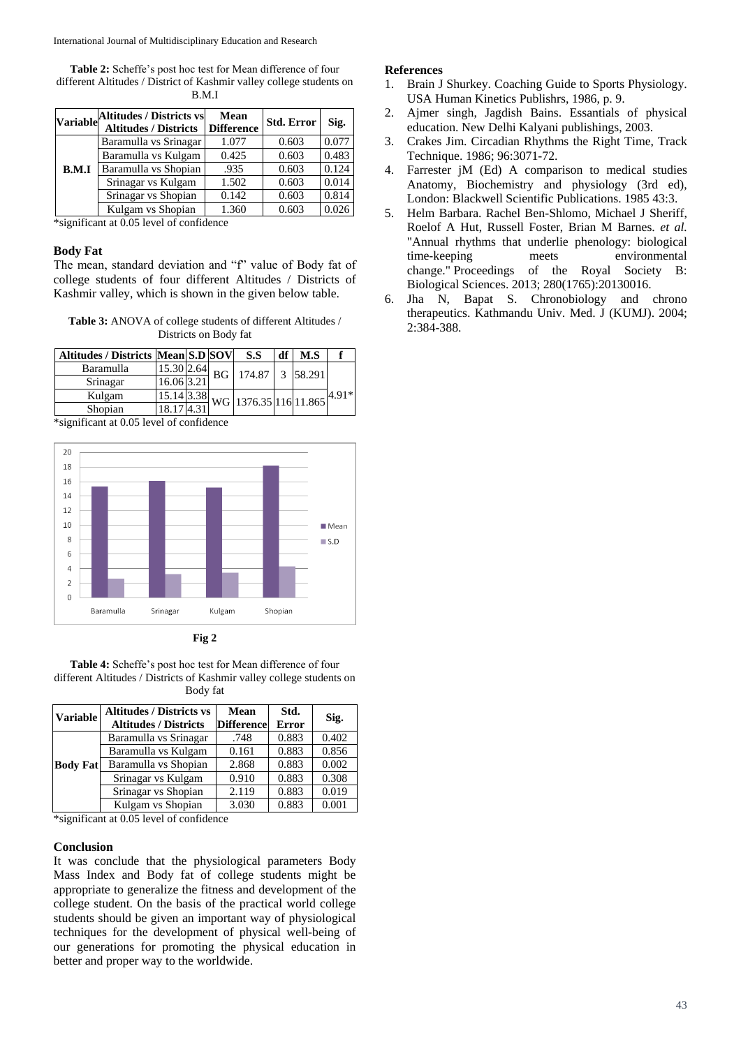**Table 2:** Scheffe's post hoc test for Mean difference of four different Altitudes / District of Kashmir valley college students on B.M.I

| Variable | Altitudes / Districts vs Altitudes / Districts | Mean Difference | Std. Error | Sig. |
|---|---|---|---|---|
| B.M.I | Baramulla vs Srinagar | 1.077 | 0.603 | 0.077 |
| | Baramulla vs Kulgam | 0.425 | 0.603 | 0.483 |
| | Baramulla vs Shopian | .935 | 0.603 | 0.124 |
| | Srinagar vs Kulgam | 1.502 | 0.603 | 0.014 |
| | Srinagar vs Shopian | 0.142 | 0.603 | 0.814 |
| | Kulgam vs Shopian | 1.360 | 0.603 | 0.026 |

*significant at 0.05 level of confidence

### Body Fat

The mean, standard deviation and "f" value of Body fat of college students of four different Altitudes / Districts of Kashmir valley, which is shown in the given below table.

**Table 3:** ANOVA of college students of different Altitudes / Districts on Body fat

| Altitudes / Districts | Mean | S.D | SOV | S.S | df | M.S | f |
|---|---|---|---|---|---|---|---|
| Baramulla | 15.30 | 2.64 | BG | 174.87 | 3 | 58.291 | 4.91* |
| Srinagar | 16.06 | 3.21 | | | | | |
| Kulgam | 15.14 | 3.38 | WG | 1376.35 | 116 | 11.865 | |
| Shopian | 18.17 | 4.31 | | | | | |

*significant at 0.05 level of confidence

20
18
16
14
12
10
8
6
4
2
0
Baramulla
Srinagar
Kulgam
Shopian
Mean
S.D

**Fig 2**

**Table 4:** Scheffe's post hoc test for Mean difference of four different Altitudes / Districts of Kashmir valley college students on Body fat

| Variable | Altitudes / Districts vs Altitudes / Districts | Mean Difference | Std. Error | Sig. |
|---|---|---|---|---|
| Body Fat | Baramulla vs Srinagar | .748 | 0.883 | 0.402 |
| | Baramulla vs Kulgam | 0.161 | 0.883 | 0.856 |
| | Baramulla vs Shopian | 2.868 | 0.883 | 0.002 |
| | Srinagar vs Kulgam | 0.910 | 0.883 | 0.308 |
| | Srinagar vs Shopian | 2.119 | 0.883 | 0.019 |
| | Kulgam vs Shopian | 3.030 | 0.883 | 0.001 |

*significant at 0.05 level of confidence

### Conclusion

It was conclude that the physiological parameters Body Mass Index and Body fat of college students might be appropriate to generalize the fitness and development of the college student. On the basis of the practical world college students should be given an important way of physiological techniques for the development of physical well-being of our generations for promoting the physical education in better and proper way to the worldwide.

### References

1. Brain J Shurkey. Coaching Guide to Sports Physiology. USA Human Kinetics Publishrs, 1986, p. 9.
2. Ajmer singh, Jagdish Bains. Essantials of physical education. New Delhi Kalyani publishings, 2003.
3. Crakes Jim. Circadian Rhythms the Right Time, Track Technique. 1986; 96:3071-72.
4. Farrester jM (Ed) A comparison to medical studies Anatomy, Biochemistry and physiology (3rd ed), London: Blackwell Scientific Publications. 1985 43:3.
5. Helm Barbara. Rachel Ben-Shlomo, Michael J Sheriff, Roelof A Hut, Russell Foster, Brian M Barnes. *et al.* "Annual rhythms that underlie phenology: biological time-keeping meets environmental change." Proceedings of the Royal Society B: Biological Sciences. 2013; 280(1765):20130016.
6. Jha N, Bapat S. Chronobiology and chrono therapeutics. Kathmandu Univ. Med. J (KUMJ). 2004; 2:384-388.